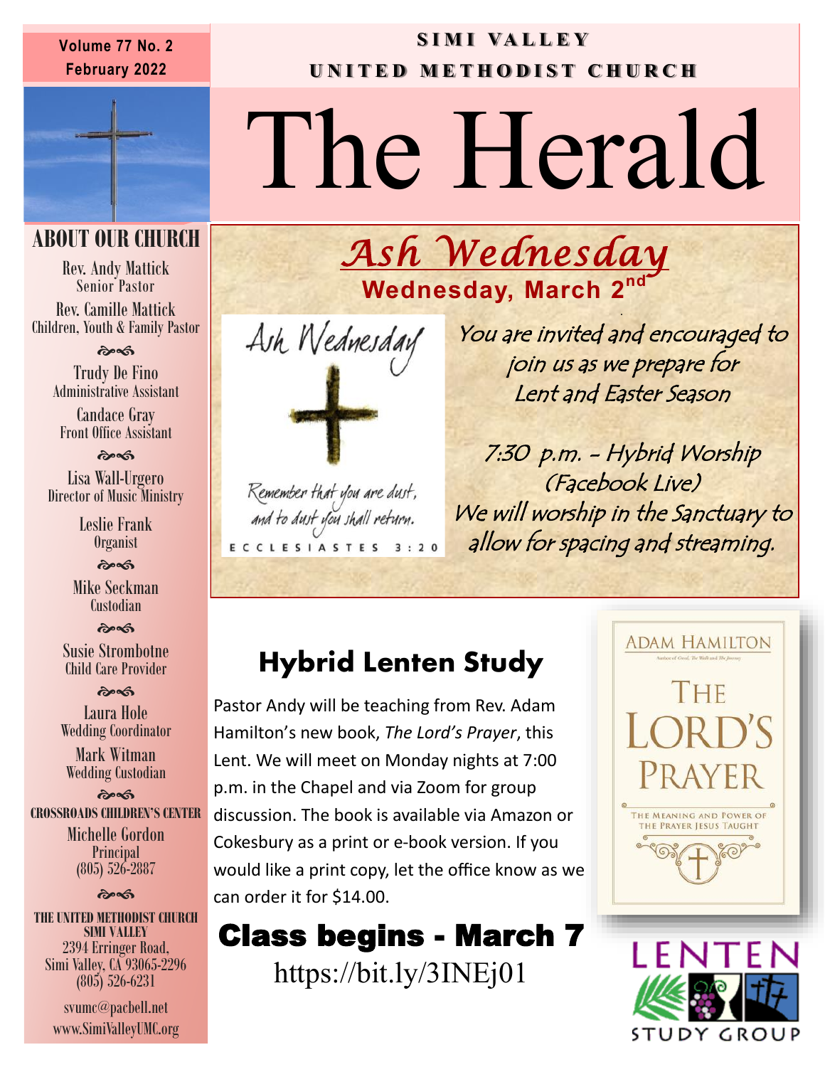Volume 77 No. 2
February 2022

SIMI VALLEY
UNITED METHODIST CHURCH

# The Herald

## ABOUT OUR CHURCH

Rev. Andy Mattick
Senior Pastor

Rev. Camille Mattick
Children, Youth & Family Pastor

Trudy De Fino
Administrative Assistant

Candace Gray
Front Office Assistant

Lisa Wall-Urgero
Director of Music Ministry

Leslie Frank
Organist

Mike Seckman
Custodian

Susie Strombotne
Child Care Provider

Laura Hole
Wedding Coordinator

Mark Witman
Wedding Custodian

**CROSSROADS CHILDREN'S CENTER**

Michelle Gordon
Principal
(805) 526-2887

**THE UNITED METHODIST CHURCH SIMI VALLEY**
2394 Erringer Road,
Simi Valley, CA 93065-2296
(805) 526-6231

svumc@pacbell.net
www.SimiValleyUMC.org

## *Ash Wednesday*

**Wednesday, March 2nd**

Ash Wednesday

Remember that you are dust, and to dust you shall return.
ECCLESIASTES 3:20

*You are invited and encouraged to join us as we prepare for Lent and Easter Season*

*7:30 p.m. - Hybrid Worship (Facebook Live)*
*We will worship in the Sanctuary to allow for spacing and streaming.*

## Hybrid Lenten Study

Pastor Andy will be teaching from Rev. Adam Hamilton's new book, *The Lord's Prayer*, this Lent. We will meet on Monday nights at 7:00 p.m. in the Chapel and via Zoom for group discussion. The book is available via Amazon or Cokesbury as a print or e-book version. If you would like a print copy, let the office know as we can order it for $14.00.

**Class begins - March 7**

https://bit.ly/3INEj01

ADAM HAMILTON
THE LORD'S PRAYER
THE MEANING AND POWER OF THE PRAYER JESUS TAUGHT

LENTEN STUDY GROUP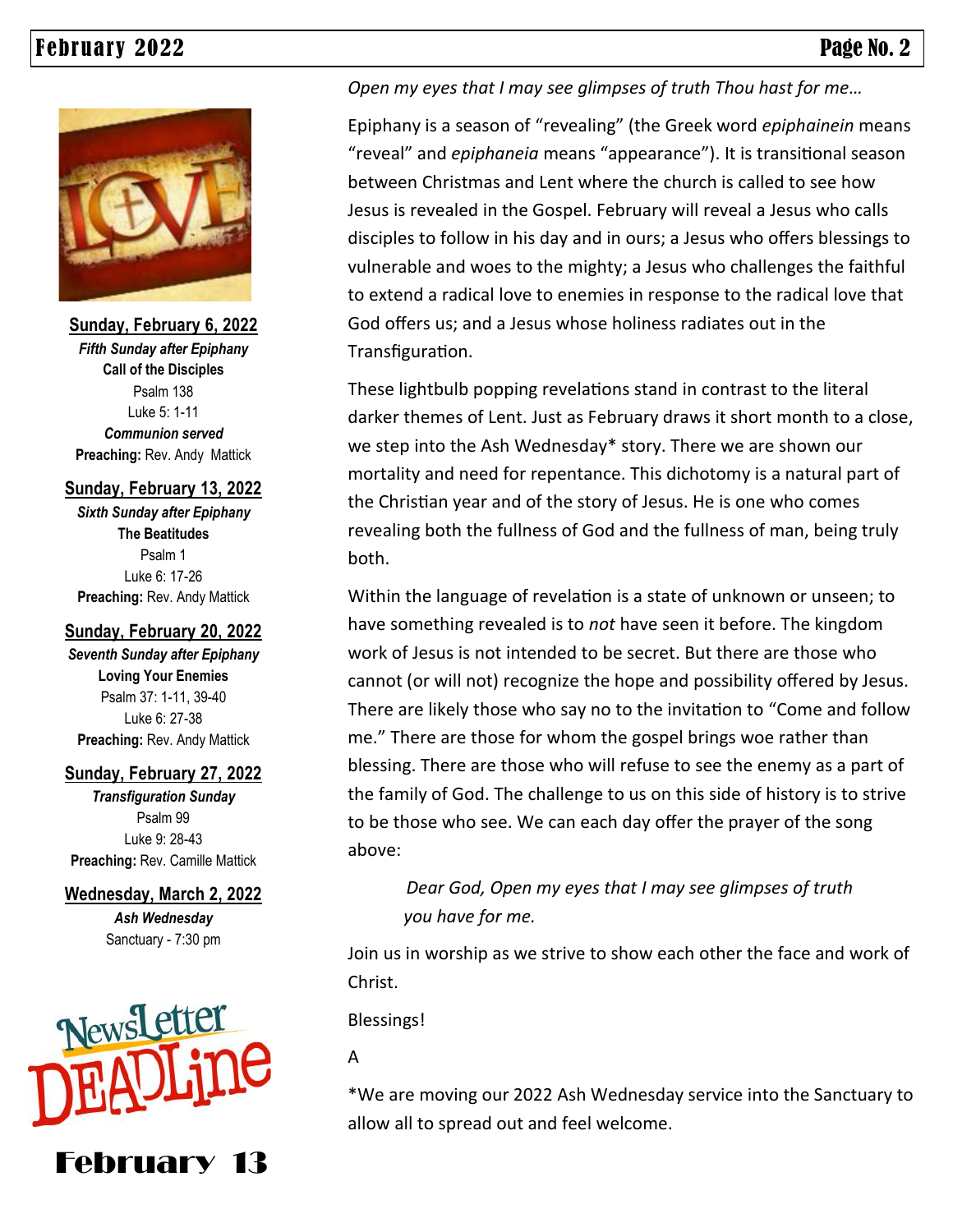**Sunday, February 6, 2022**
*Fifth Sunday after Epiphany*
**Call of the Disciples**
Psalm 138
Luke 5: 1-11
***Communion served***
**Preaching:** Rev. Andy Mattick

**Sunday, February 13, 2022**
*Sixth Sunday after Epiphany*
**The Beatitudes**
Psalm 1
Luke 6: 17-26
**Preaching:** Rev. Andy Mattick

**Sunday, February 20, 2022**
*Seventh Sunday after Epiphany*
**Loving Your Enemies**
Psalm 37: 1-11, 39-40
Luke 6: 27-38
**Preaching:** Rev. Andy Mattick

**Sunday, February 27, 2022**
*Transfiguration Sunday*
Psalm 99
Luke 9: 28-43
**Preaching:** Rev. Camille Mattick

**Wednesday, March 2, 2022**
*Ash Wednesday*
Sanctuary - 7:30 pm

NewsLetter DEADLine

**February 13**

*Open my eyes that I may see glimpses of truth Thou hast for me…*

Epiphany is a season of "revealing" (the Greek word *epiphainein* means "reveal" and *epiphaneia* means "appearance"). It is transitional season between Christmas and Lent where the church is called to see how Jesus is revealed in the Gospel. February will reveal a Jesus who calls disciples to follow in his day and in ours; a Jesus who offers blessings to vulnerable and woes to the mighty; a Jesus who challenges the faithful to extend a radical love to enemies in response to the radical love that God offers us; and a Jesus whose holiness radiates out in the Transfiguration.

These lightbulb popping revelations stand in contrast to the literal darker themes of Lent. Just as February draws it short month to a close, we step into the Ash Wednesday* story. There we are shown our mortality and need for repentance. This dichotomy is a natural part of the Christian year and of the story of Jesus. He is one who comes revealing both the fullness of God and the fullness of man, being truly both.

Within the language of revelation is a state of unknown or unseen; to have something revealed is to *not* have seen it before. The kingdom work of Jesus is not intended to be secret. But there are those who cannot (or will not) recognize the hope and possibility offered by Jesus. There are likely those who say no to the invitation to "Come and follow me." There are those for whom the gospel brings woe rather than blessing. There are those who will refuse to see the enemy as a part of the family of God. The challenge to us on this side of history is to strive to be those who see. We can each day offer the prayer of the song above:

> *Dear God, Open my eyes that I may see glimpses of truth you have for me.*

Join us in worship as we strive to show each other the face and work of Christ.

Blessings!

A

*We are moving our 2022 Ash Wednesday service into the Sanctuary to allow all to spread out and feel welcome.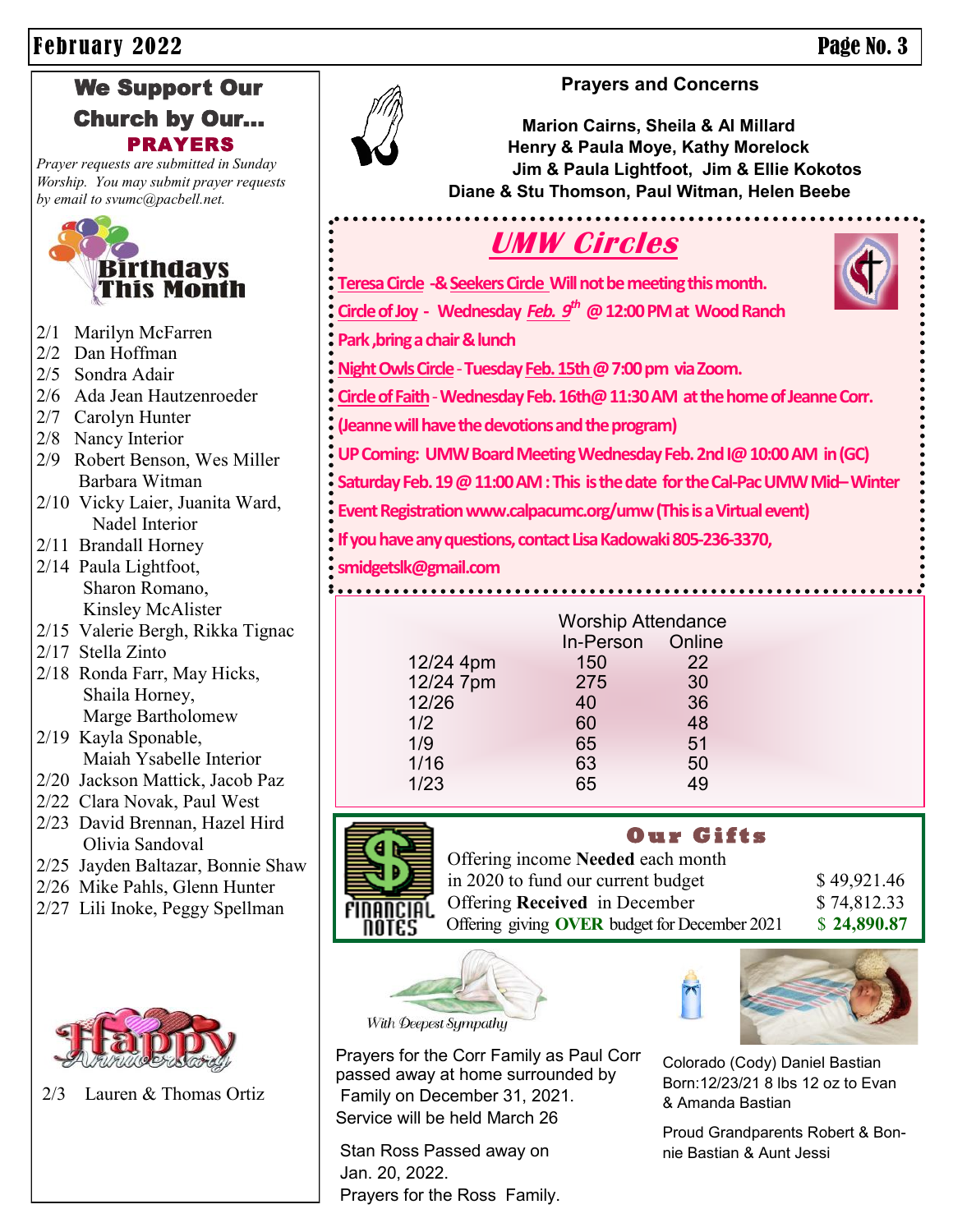## We Support Our Church by Our… PRAYERS

*Prayer requests are submitted in Sunday Worship. You may submit prayer requests by email to svumc@pacbell.net.*

### Birthdays This Month

- 2/1 Marilyn McFarren
- 2/2 Dan Hoffman
- 2/5 Sondra Adair
- 2/6 Ada Jean Hautzenroeder
- 2/7 Carolyn Hunter
- 2/8 Nancy Interior
- 2/9 Robert Benson, Wes Miller, Barbara Witman
- 2/10 Vicky Laier, Juanita Ward, Nadel Interior
- 2/11 Brandall Horney
- 2/14 Paula Lightfoot, Sharon Romano, Kinsley McAlister
- 2/15 Valerie Bergh, Rikka Tignac
- 2/17 Stella Zinto
- 2/18 Ronda Farr, May Hicks, Shaila Horney, Marge Bartholomew
- 2/19 Kayla Sponable, Maiah Ysabelle Interior
- 2/20 Jackson Mattick, Jacob Paz
- 2/22 Clara Novak, Paul West
- 2/23 David Brennan, Hazel Hird, Olivia Sandoval
- 2/25 Jayden Baltazar, Bonnie Shaw
- 2/26 Mike Pahls, Glenn Hunter
- 2/27 Lili Inoke, Peggy Spellman

### Happy Anniversary

2/3 Lauren & Thomas Ortiz

### Prayers and Concerns

**Marion Cairns, Sheila & Al Millard**
**Henry & Paula Moye, Kathy Morelock**
**Jim & Paula Lightfoot, Jim & Ellie Kokotos**
**Diane & Stu Thomson, Paul Witman, Helen Beebe**

## *UMW Circles*

**Teresa Circle -& Seekers Circle Will not be meeting this month.**

**Circle of Joy - Wednesday *Feb. 9th* @ 12:00 PM at Wood Ranch Park ,bring a chair & lunch**

**Night Owls Circle - Tuesday Feb. 15th @ 7:00 pm via Zoom.**

**Circle of Faith - Wednesday Feb. 16th@ 11:30 AM at the home of Jeanne Corr. (Jeanne will have the devotions and the program)**

**UP Coming: UMW Board Meeting Wednesday Feb. 2nd l@ 10:00 AM in (GC)**

**Saturday Feb. 19 @ 11:00 AM : This is the date for the Cal-Pac UMW Mid– Winter Event Registration www.calpacumc.org/umw (This is a Virtual event)**

**If you have any questions, contact Lisa Kadowaki 805-236-3370, smidgetslk@gmail.com**

### Worship Attendance

| | In-Person | Online |
|---|---|---|
| 12/24 4pm | 150 | 22 |
| 12/24 7pm | 275 | 30 |
| 12/26 | 40 | 36 |
| 1/2 | 60 | 48 |
| 1/9 | 65 | 51 |
| 1/16 | 63 | 50 |
| 1/23 | 65 | 49 |

### Our Gifts

FINANCIAL NOTES

| | |
|---|---|
| Offering income **Needed** each month in 2020 to fund our current budget | $ 49,921.46 |
| Offering **Received** in December | $ 74,812.33 |
| Offering giving **OVER** budget for December 2021 | **$ 24,890.87** |

*With Deepest Sympathy*

Prayers for the Corr Family as Paul Corr passed away at home surrounded by Family on December 31, 2021. Service will be held March 26

Stan Ross Passed away on Jan. 20, 2022. Prayers for the Ross Family.

Colorado (Cody) Daniel Bastian Born:12/23/21 8 lbs 12 oz to Evan & Amanda Bastian

Proud Grandparents Robert & Bonnie Bastian & Aunt Jessi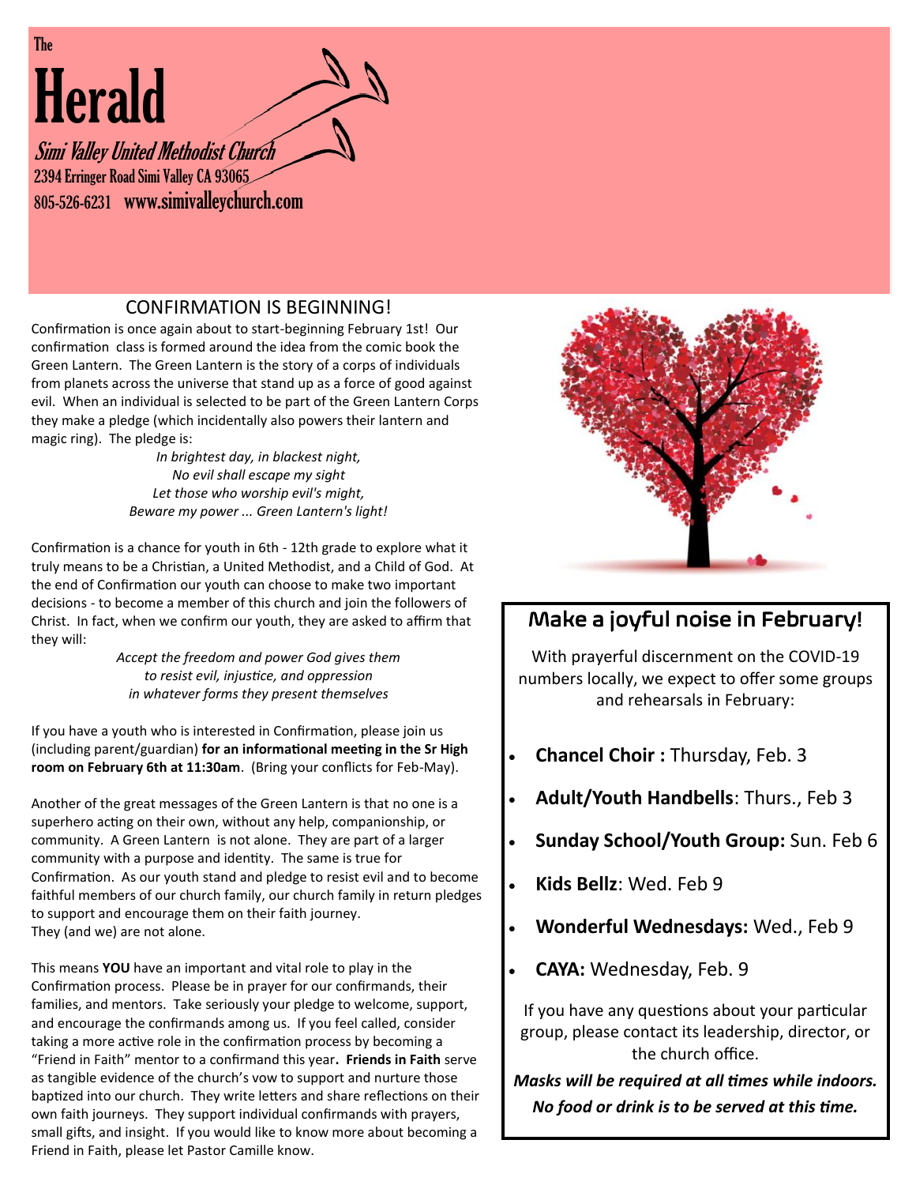The

# Herald

*Simi Valley United Methodist Church*

2394 Erringer Road Simi Valley CA 93065

805-526-6231 www.simivalleychurch.com

## CONFIRMATION IS BEGINNING!

Confirmation is once again about to start-beginning February 1st! Our confirmation class is formed around the idea from the comic book the Green Lantern. The Green Lantern is the story of a corps of individuals from planets across the universe that stand up as a force of good against evil. When an individual is selected to be part of the Green Lantern Corps they make a pledge (which incidentally also powers their lantern and magic ring). The pledge is:

*In brightest day, in blackest night,*
*No evil shall escape my sight*
*Let those who worship evil's might,*
*Beware my power ... Green Lantern's light!*

Confirmation is a chance for youth in 6th - 12th grade to explore what it truly means to be a Christian, a United Methodist, and a Child of God. At the end of Confirmation our youth can choose to make two important decisions - to become a member of this church and join the followers of Christ. In fact, when we confirm our youth, they are asked to affirm that they will:

*Accept the freedom and power God gives them*
*to resist evil, injustice, and oppression*
*in whatever forms they present themselves*

If you have a youth who is interested in Confirmation, please join us (including parent/guardian) **for an informational meeting in the Sr High room on February 6th at 11:30am**. (Bring your conflicts for Feb-May).

Another of the great messages of the Green Lantern is that no one is a superhero acting on their own, without any help, companionship, or community. A Green Lantern is not alone. They are part of a larger community with a purpose and identity. The same is true for Confirmation. As our youth stand and pledge to resist evil and to become faithful members of our church family, our church family in return pledges to support and encourage them on their faith journey. They (and we) are not alone.

This means **YOU** have an important and vital role to play in the Confirmation process. Please be in prayer for our confirmands, their families, and mentors. Take seriously your pledge to welcome, support, and encourage the confirmands among us. If you feel called, consider taking a more active role in the confirmation process by becoming a "Friend in Faith" mentor to a confirmand this year**.** **Friends in Faith** serve as tangible evidence of the church's vow to support and nurture those baptized into our church. They write letters and share reflections on their own faith journeys. They support individual confirmands with prayers, small gifts, and insight. If you would like to know more about becoming a Friend in Faith, please let Pastor Camille know.

## Make a joyful noise in February!

With prayerful discernment on the COVID-19 numbers locally, we expect to offer some groups and rehearsals in February:

- **Chancel Choir :** Thursday, Feb. 3
- **Adult/Youth Handbells**: Thurs., Feb 3
- **Sunday School/Youth Group:** Sun. Feb 6
- **Kids Bellz**: Wed. Feb 9
- **Wonderful Wednesdays:** Wed., Feb 9
- **CAYA:** Wednesday, Feb. 9

If you have any questions about your particular group, please contact its leadership, director, or the church office.

***Masks will be required at all times while indoors.***

***No food or drink is to be served at this time.***